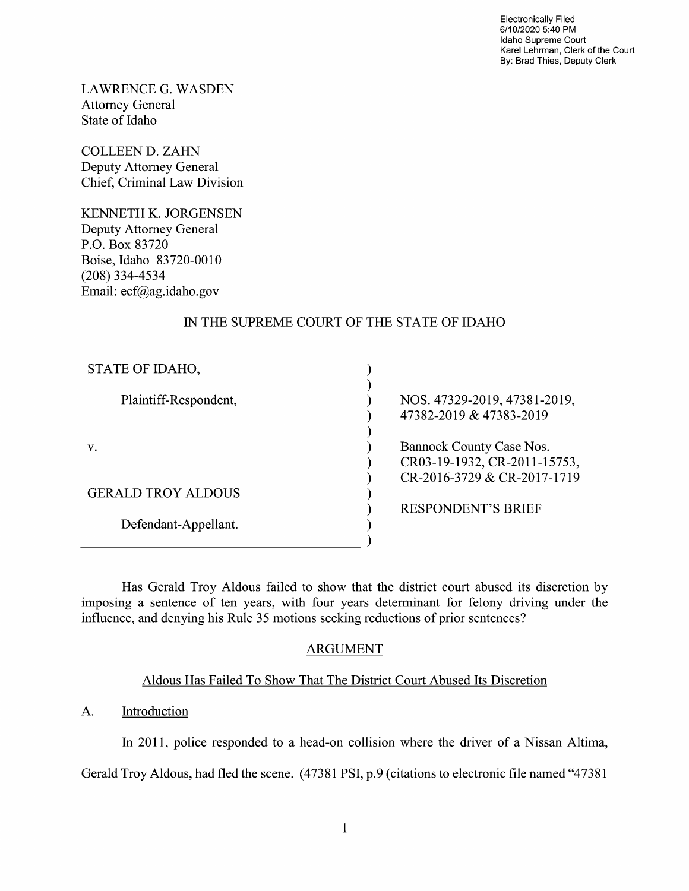Electronically Filed
6/10/2020 5:40 PM
Idaho Supreme Court
Karel Lehrman, Clerk of the Court
By: Brad Thies, Deputy Clerk

LAWRENCE G. WASDEN
Attorney General
State of Idaho

COLLEEN D. ZAHN
Deputy Attorney General
Chief, Criminal Law Division

KENNETH K. JORGENSEN
Deputy Attorney General
P.O. Box 83720
Boise, Idaho 83720-0010
(208) 334-4534
Email: ecf@ag.idaho.gov

IN THE SUPREME COURT OF THE STATE OF IDAHO

| | | |
|---|---|---|
| STATE OF IDAHO, | ) | |
| | ) | |
| Plaintiff-Respondent, | ) | NOS. 47329-2019, 47381-2019, |
| | ) | 47382-2019 & 47383-2019 |
| | ) | |
| v. | ) | Bannock County Case Nos. |
| | ) | CR03-19-1932, CR-2011-15753, |
| | ) | CR-2016-3729 & CR-2017-1719 |
| GERALD TROY ALDOUS | ) | |
| | ) | RESPONDENT'S BRIEF |
| Defendant-Appellant. | ) | |

Has Gerald Troy Aldous failed to show that the district court abused its discretion by imposing a sentence of ten years, with four years determinant for felony driving under the influence, and denying his Rule 35 motions seeking reductions of prior sentences?

## ARGUMENT

### Aldous Has Failed To Show That The District Court Abused Its Discretion

A. Introduction

In 2011, police responded to a head-on collision where the driver of a Nissan Altima, Gerald Troy Aldous, had fled the scene. (47381 PSI, p.9 (citations to electronic file named "47381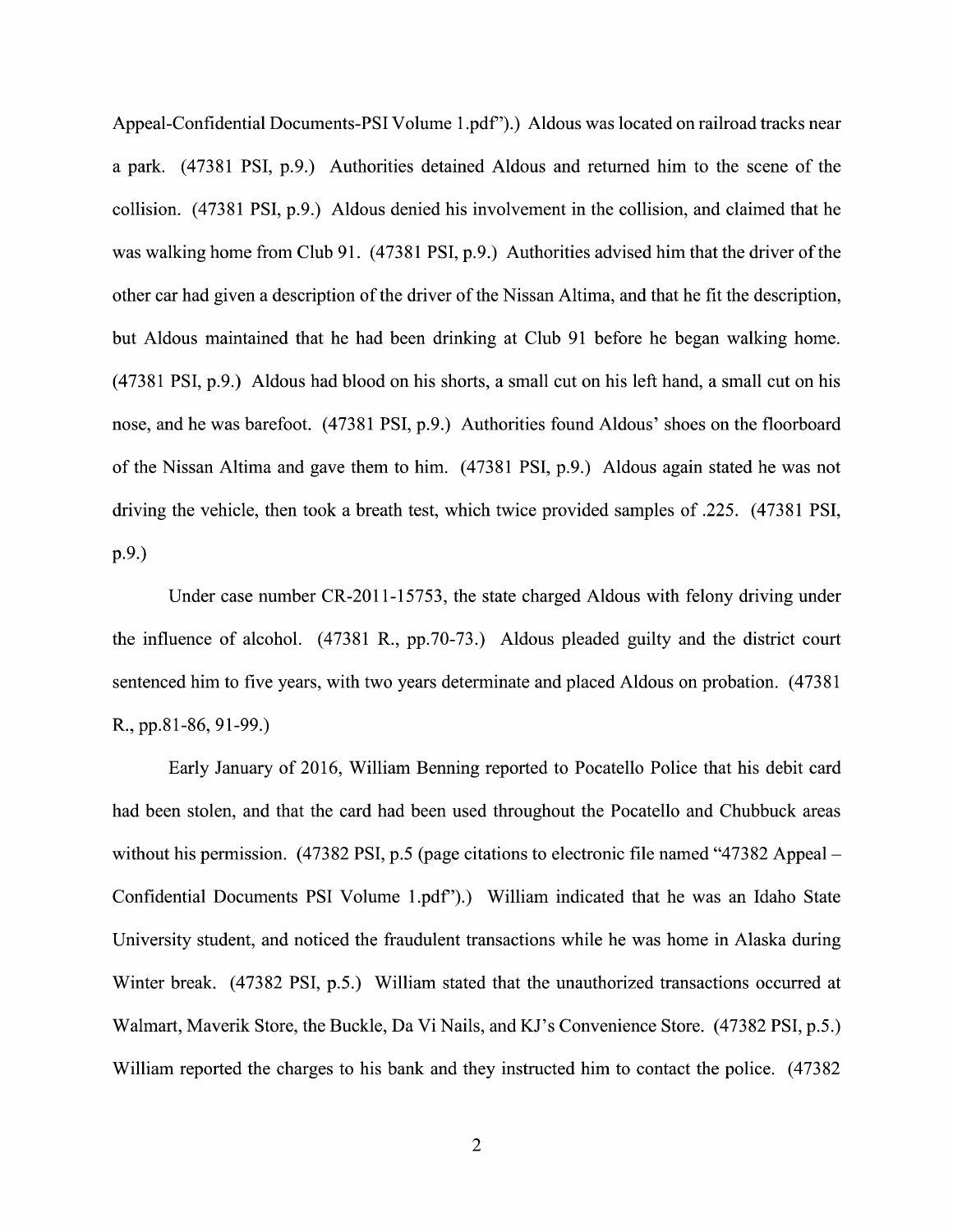Appeal-Confidential Documents-PSI Volume 1.pdf").) Aldous was located on railroad tracks near a park. (47381 PSI, p.9.) Authorities detained Aldous and returned him to the scene of the collision. (47381 PSI, p.9.) Aldous denied his involvement in the collision, and claimed that he was walking home from Club 91. (47381 PSI, p.9.) Authorities advised him that the driver of the other car had given a description of the driver of the Nissan Altima, and that he fit the description, but Aldous maintained that he had been drinking at Club 91 before he began walking home. (47381 PSI, p.9.) Aldous had blood on his shorts, a small cut on his left hand, a small cut on his nose, and he was barefoot. (47381 PSI, p.9.) Authorities found Aldous' shoes on the floorboard of the Nissan Altima and gave them to him. (47381 PSI, p.9.) Aldous again stated he was not driving the vehicle, then took a breath test, which twice provided samples of .225. (47381 PSI, p.9.)

Under case number CR-2011-15753, the state charged Aldous with felony driving under the influence of alcohol. (47381 R., pp.70-73.) Aldous pleaded guilty and the district court sentenced him to five years, with two years determinate and placed Aldous on probation. (47381 R., pp.81-86, 91-99.)

Early January of 2016, William Benning reported to Pocatello Police that his debit card had been stolen, and that the card had been used throughout the Pocatello and Chubbuck areas without his permission. (47382 PSI, p.5 (page citations to electronic file named "47382 Appeal – Confidential Documents PSI Volume 1.pdf").) William indicated that he was an Idaho State University student, and noticed the fraudulent transactions while he was home in Alaska during Winter break. (47382 PSI, p.5.) William stated that the unauthorized transactions occurred at Walmart, Maverik Store, the Buckle, Da Vi Nails, and KJ's Convenience Store. (47382 PSI, p.5.) William reported the charges to his bank and they instructed him to contact the police. (47382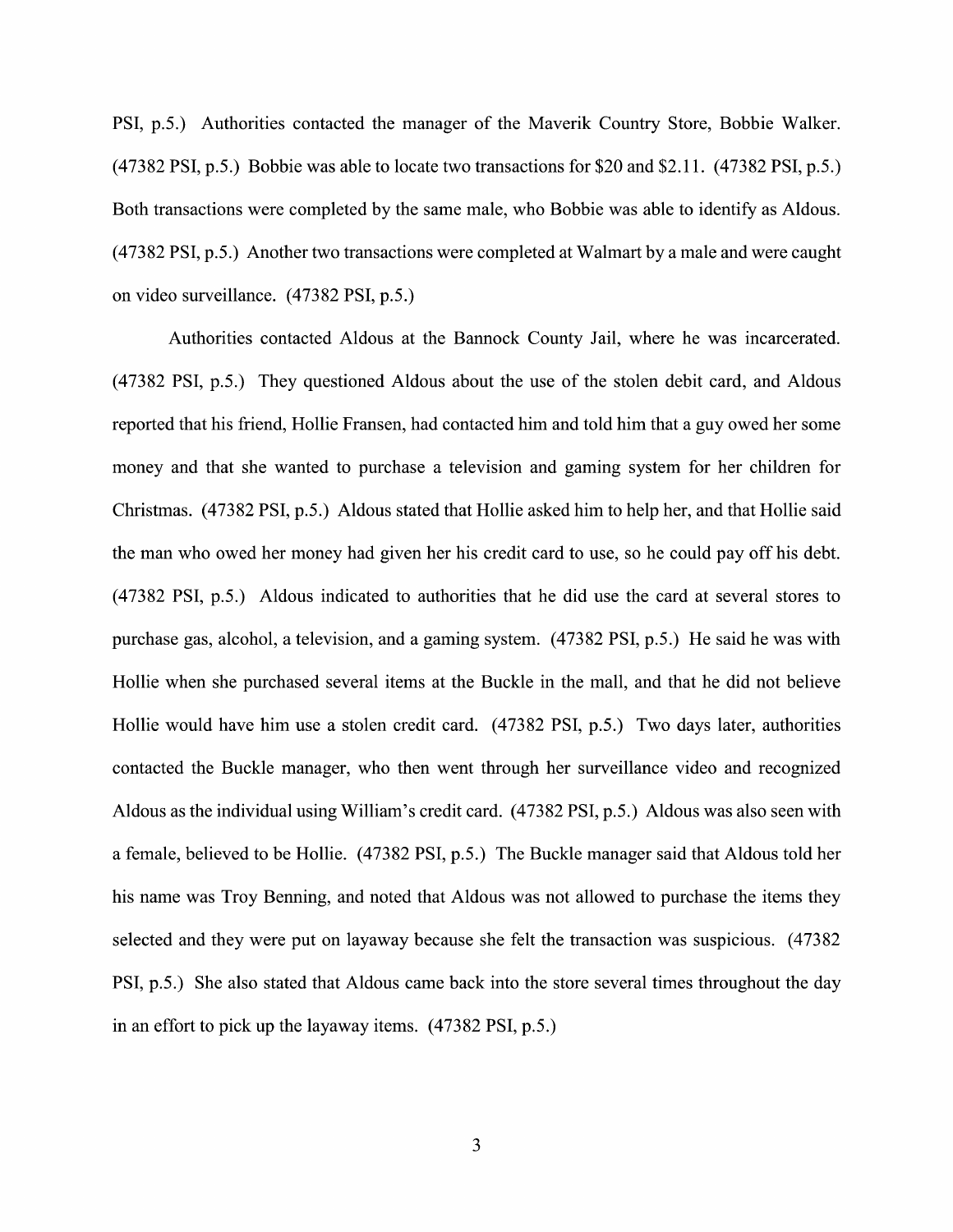PSI, p.5.) Authorities contacted the manager of the Maverik Country Store, Bobbie Walker. (47382 PSI, p.5.) Bobbie was able to locate two transactions for $20 and $2.11. (47382 PSI, p.5.) Both transactions were completed by the same male, who Bobbie was able to identify as Aldous. (47382 PSI, p.5.) Another two transactions were completed at Walmart by a male and were caught on video surveillance. (47382 PSI, p.5.)

Authorities contacted Aldous at the Bannock County Jail, where he was incarcerated. (47382 PSI, p.5.) They questioned Aldous about the use of the stolen debit card, and Aldous reported that his friend, Hollie Fransen, had contacted him and told him that a guy owed her some money and that she wanted to purchase a television and gaming system for her children for Christmas. (47382 PSI, p.5.) Aldous stated that Hollie asked him to help her, and that Hollie said the man who owed her money had given her his credit card to use, so he could pay off his debt. (47382 PSI, p.5.) Aldous indicated to authorities that he did use the card at several stores to purchase gas, alcohol, a television, and a gaming system. (47382 PSI, p.5.) He said he was with Hollie when she purchased several items at the Buckle in the mall, and that he did not believe Hollie would have him use a stolen credit card. (47382 PSI, p.5.) Two days later, authorities contacted the Buckle manager, who then went through her surveillance video and recognized Aldous as the individual using William's credit card. (47382 PSI, p.5.) Aldous was also seen with a female, believed to be Hollie. (47382 PSI, p.5.) The Buckle manager said that Aldous told her his name was Troy Benning, and noted that Aldous was not allowed to purchase the items they selected and they were put on layaway because she felt the transaction was suspicious. (47382 PSI, p.5.) She also stated that Aldous came back into the store several times throughout the day in an effort to pick up the layaway items. (47382 PSI, p.5.)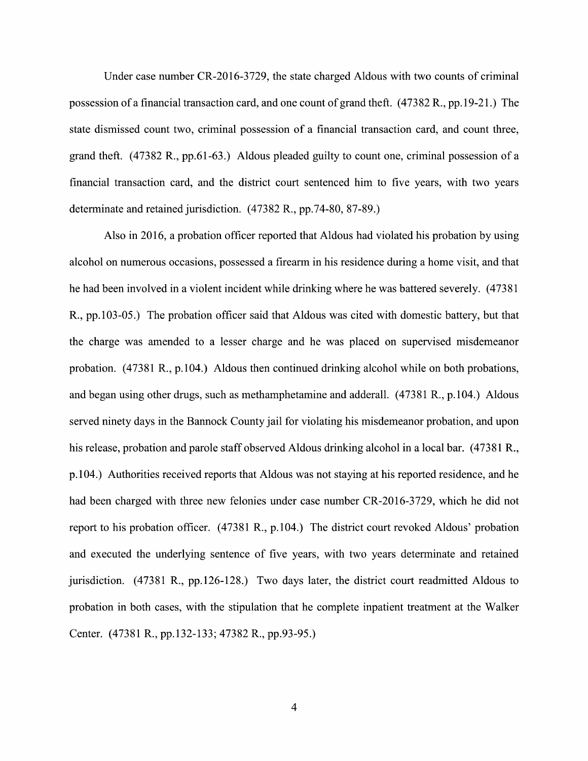Under case number CR-2016-3729, the state charged Aldous with two counts of criminal possession of a financial transaction card, and one count of grand theft. (47382 R., pp.19-21.) The state dismissed count two, criminal possession of a financial transaction card, and count three, grand theft. (47382 R., pp.61-63.) Aldous pleaded guilty to count one, criminal possession of a financial transaction card, and the district court sentenced him to five years, with two years determinate and retained jurisdiction. (47382 R., pp.74-80, 87-89.)

Also in 2016, a probation officer reported that Aldous had violated his probation by using alcohol on numerous occasions, possessed a firearm in his residence during a home visit, and that he had been involved in a violent incident while drinking where he was battered severely. (47381 R., pp.103-05.) The probation officer said that Aldous was cited with domestic battery, but that the charge was amended to a lesser charge and he was placed on supervised misdemeanor probation. (47381 R., p.104.) Aldous then continued drinking alcohol while on both probations, and began using other drugs, such as methamphetamine and adderall. (47381 R., p.104.) Aldous served ninety days in the Bannock County jail for violating his misdemeanor probation, and upon his release, probation and parole staff observed Aldous drinking alcohol in a local bar. (47381 R., p.104.) Authorities received reports that Aldous was not staying at his reported residence, and he had been charged with three new felonies under case number CR-2016-3729, which he did not report to his probation officer. (47381 R., p.104.) The district court revoked Aldous' probation and executed the underlying sentence of five years, with two years determinate and retained jurisdiction. (47381 R., pp.126-128.) Two days later, the district court readmitted Aldous to probation in both cases, with the stipulation that he complete inpatient treatment at the Walker Center. (47381 R., pp.132-133; 47382 R., pp.93-95.)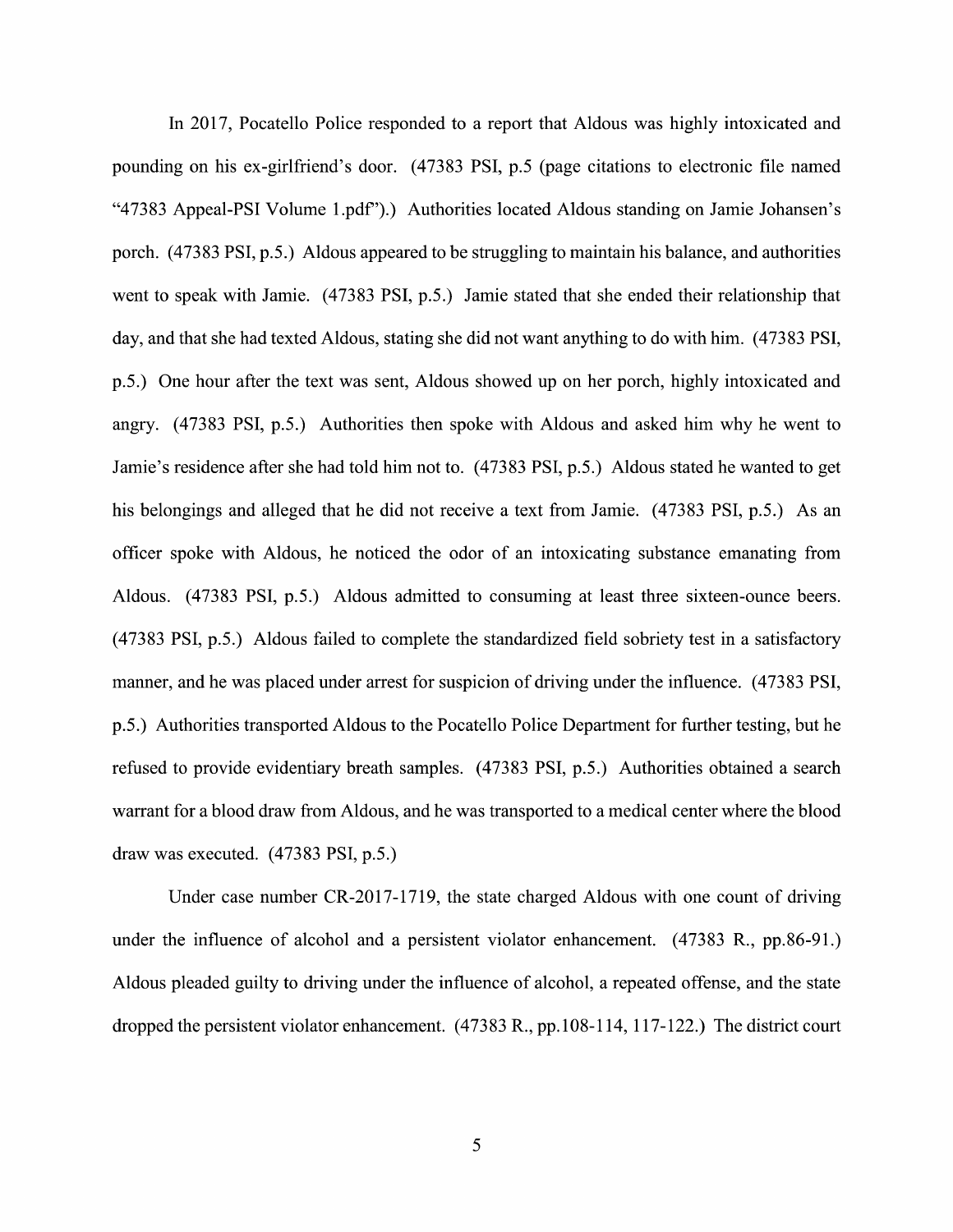In 2017, Pocatello Police responded to a report that Aldous was highly intoxicated and pounding on his ex-girlfriend's door. (47383 PSI, p.5 (page citations to electronic file named "47383 Appeal-PSI Volume 1.pdf").) Authorities located Aldous standing on Jamie Johansen's porch. (47383 PSI, p.5.) Aldous appeared to be struggling to maintain his balance, and authorities went to speak with Jamie. (47383 PSI, p.5.) Jamie stated that she ended their relationship that day, and that she had texted Aldous, stating she did not want anything to do with him. (47383 PSI, p.5.) One hour after the text was sent, Aldous showed up on her porch, highly intoxicated and angry. (47383 PSI, p.5.) Authorities then spoke with Aldous and asked him why he went to Jamie's residence after she had told him not to. (47383 PSI, p.5.) Aldous stated he wanted to get his belongings and alleged that he did not receive a text from Jamie. (47383 PSI, p.5.) As an officer spoke with Aldous, he noticed the odor of an intoxicating substance emanating from Aldous. (47383 PSI, p.5.) Aldous admitted to consuming at least three sixteen-ounce beers. (47383 PSI, p.5.) Aldous failed to complete the standardized field sobriety test in a satisfactory manner, and he was placed under arrest for suspicion of driving under the influence. (47383 PSI, p.5.) Authorities transported Aldous to the Pocatello Police Department for further testing, but he refused to provide evidentiary breath samples. (47383 PSI, p.5.) Authorities obtained a search warrant for a blood draw from Aldous, and he was transported to a medical center where the blood draw was executed. (47383 PSI, p.5.)

Under case number CR-2017-1719, the state charged Aldous with one count of driving under the influence of alcohol and a persistent violator enhancement. (47383 R., pp.86-91.) Aldous pleaded guilty to driving under the influence of alcohol, a repeated offense, and the state dropped the persistent violator enhancement. (47383 R., pp.108-114, 117-122.) The district court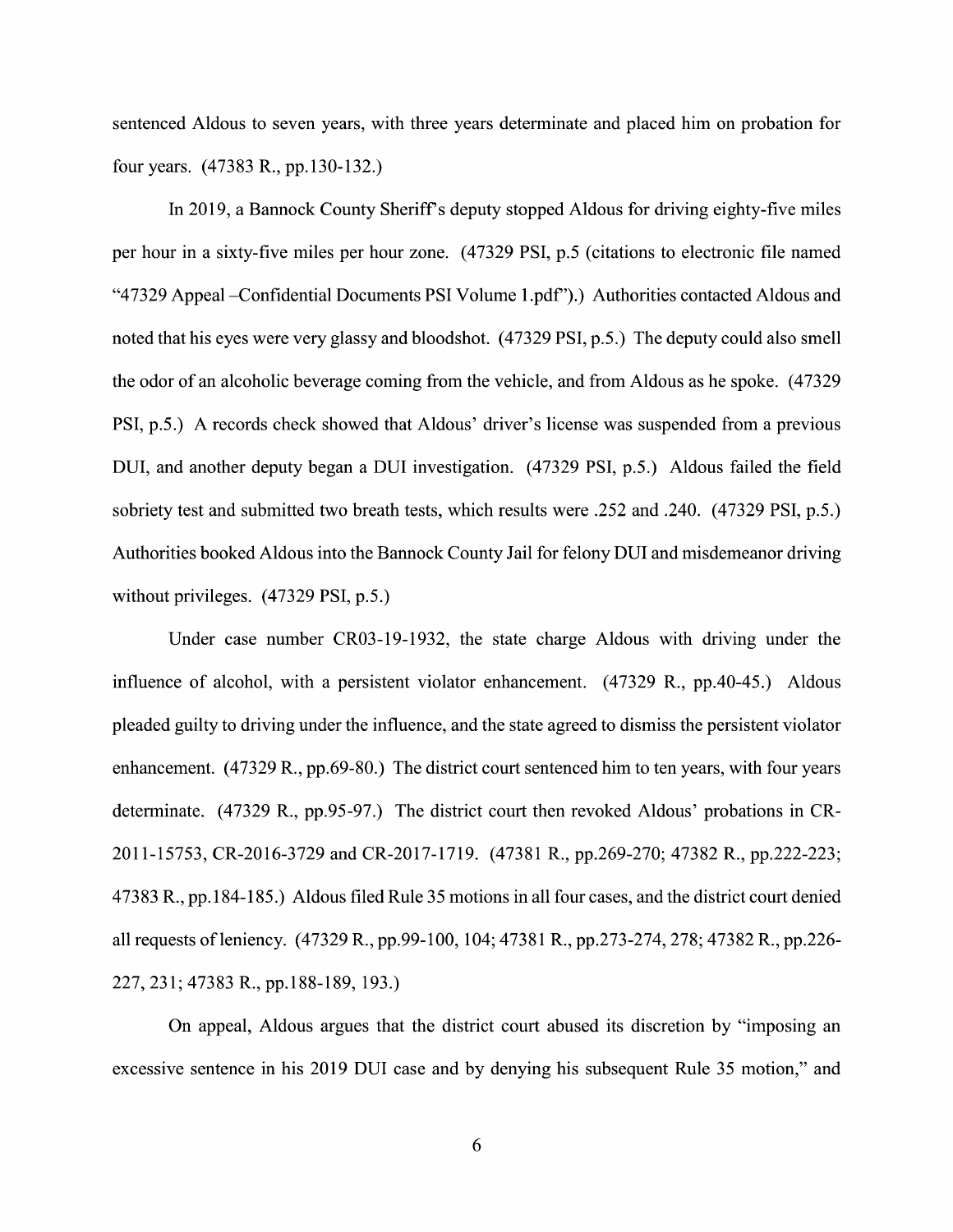sentenced Aldous to seven years, with three years determinate and placed him on probation for four years. (47383 R., pp.130-132.)

In 2019, a Bannock County Sheriff's deputy stopped Aldous for driving eighty-five miles per hour in a sixty-five miles per hour zone. (47329 PSI, p.5 (citations to electronic file named "47329 Appeal –Confidential Documents PSI Volume 1.pdf").) Authorities contacted Aldous and noted that his eyes were very glassy and bloodshot. (47329 PSI, p.5.) The deputy could also smell the odor of an alcoholic beverage coming from the vehicle, and from Aldous as he spoke. (47329 PSI, p.5.) A records check showed that Aldous' driver's license was suspended from a previous DUI, and another deputy began a DUI investigation. (47329 PSI, p.5.) Aldous failed the field sobriety test and submitted two breath tests, which results were .252 and .240. (47329 PSI, p.5.) Authorities booked Aldous into the Bannock County Jail for felony DUI and misdemeanor driving without privileges. (47329 PSI, p.5.)

Under case number CR03-19-1932, the state charge Aldous with driving under the influence of alcohol, with a persistent violator enhancement. (47329 R., pp.40-45.) Aldous pleaded guilty to driving under the influence, and the state agreed to dismiss the persistent violator enhancement. (47329 R., pp.69-80.) The district court sentenced him to ten years, with four years determinate. (47329 R., pp.95-97.) The district court then revoked Aldous' probations in CR-2011-15753, CR-2016-3729 and CR-2017-1719. (47381 R., pp.269-270; 47382 R., pp.222-223; 47383 R., pp.184-185.) Aldous filed Rule 35 motions in all four cases, and the district court denied all requests of leniency. (47329 R., pp.99-100, 104; 47381 R., pp.273-274, 278; 47382 R., pp.226-227, 231; 47383 R., pp.188-189, 193.)

On appeal, Aldous argues that the district court abused its discretion by "imposing an excessive sentence in his 2019 DUI case and by denying his subsequent Rule 35 motion," and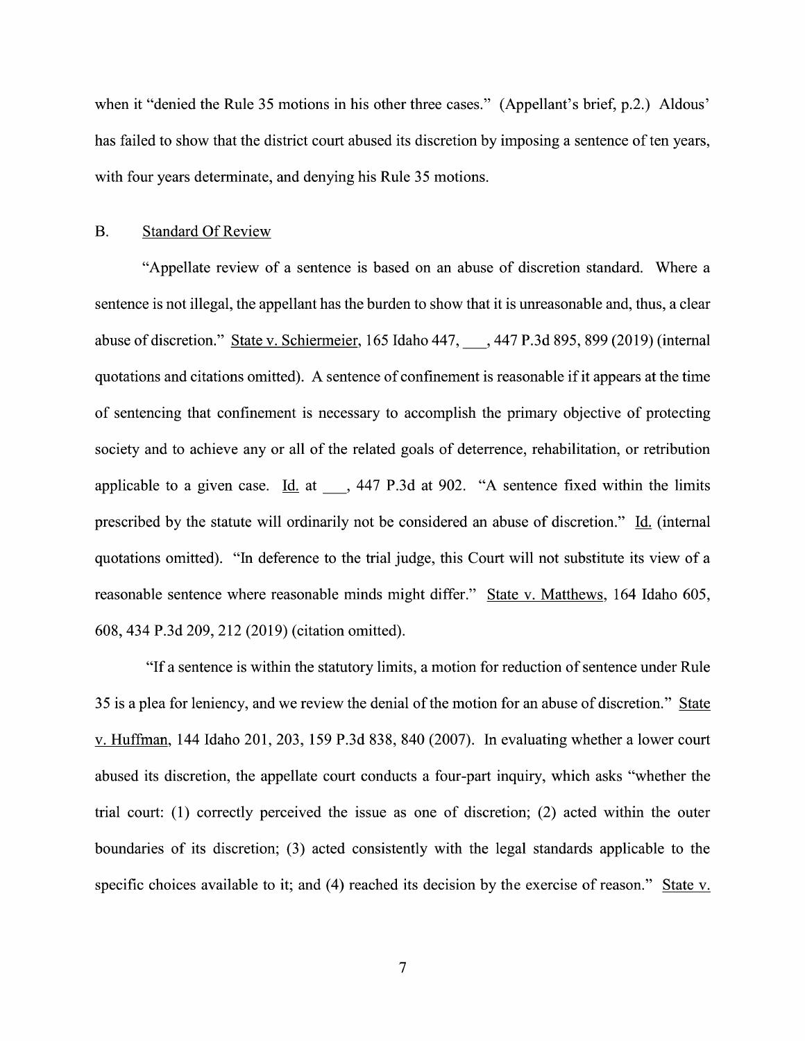when it "denied the Rule 35 motions in his other three cases." (Appellant's brief, p.2.) Aldous' has failed to show that the district court abused its discretion by imposing a sentence of ten years, with four years determinate, and denying his Rule 35 motions.

## B. Standard Of Review

"Appellate review of a sentence is based on an abuse of discretion standard. Where a sentence is not illegal, the appellant has the burden to show that it is unreasonable and, thus, a clear abuse of discretion." State v. Schiermeier, 165 Idaho 447, ___, 447 P.3d 895, 899 (2019) (internal quotations and citations omitted). A sentence of confinement is reasonable if it appears at the time of sentencing that confinement is necessary to accomplish the primary objective of protecting society and to achieve any or all of the related goals of deterrence, rehabilitation, or retribution applicable to a given case. Id. at ___, 447 P.3d at 902. "A sentence fixed within the limits prescribed by the statute will ordinarily not be considered an abuse of discretion." Id. (internal quotations omitted). "In deference to the trial judge, this Court will not substitute its view of a reasonable sentence where reasonable minds might differ." State v. Matthews, 164 Idaho 605, 608, 434 P.3d 209, 212 (2019) (citation omitted).

"If a sentence is within the statutory limits, a motion for reduction of sentence under Rule 35 is a plea for leniency, and we review the denial of the motion for an abuse of discretion." State v. Huffman, 144 Idaho 201, 203, 159 P.3d 838, 840 (2007). In evaluating whether a lower court abused its discretion, the appellate court conducts a four-part inquiry, which asks "whether the trial court: (1) correctly perceived the issue as one of discretion; (2) acted within the outer boundaries of its discretion; (3) acted consistently with the legal standards applicable to the specific choices available to it; and (4) reached its decision by the exercise of reason." State v.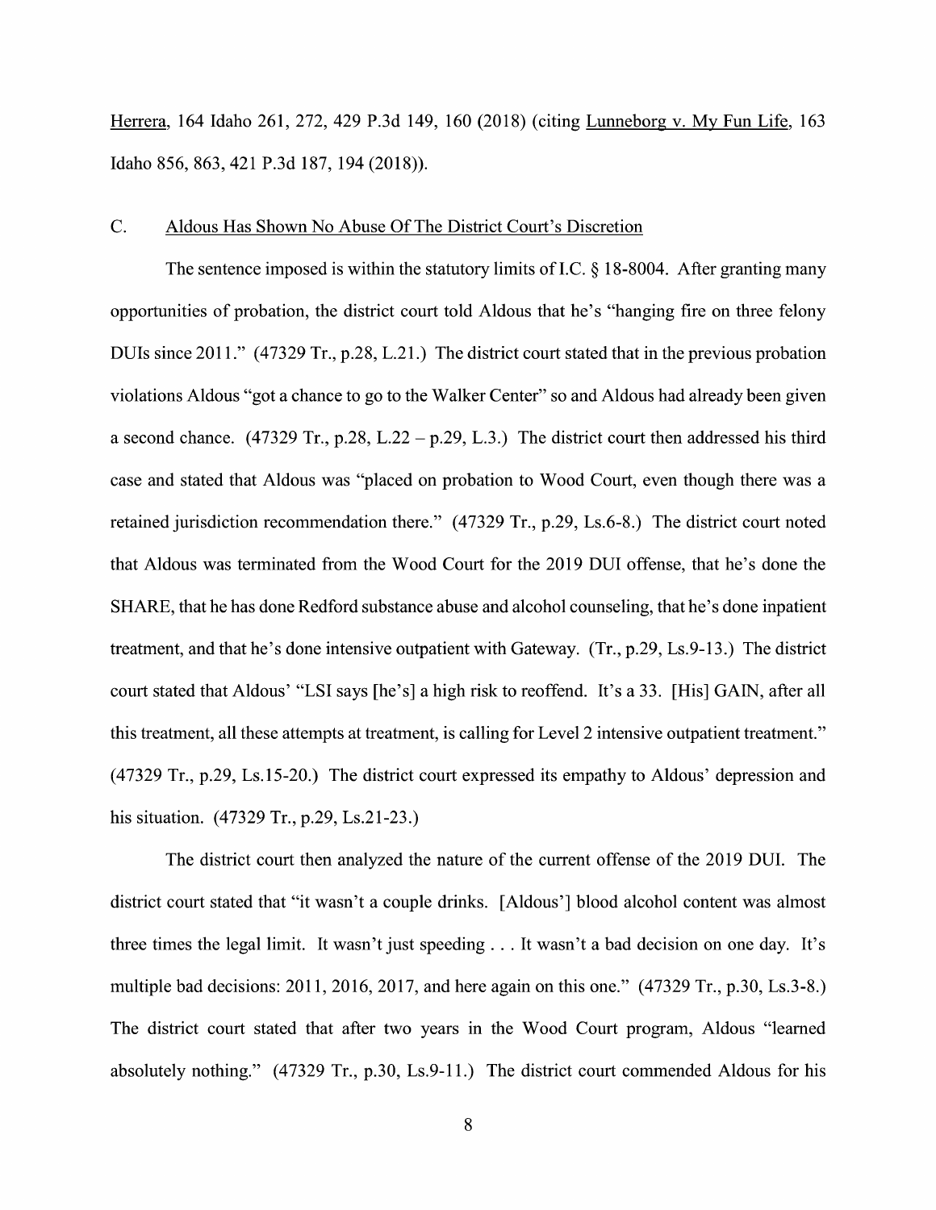Herrera, 164 Idaho 261, 272, 429 P.3d 149, 160 (2018) (citing Lunneborg v. My Fun Life, 163 Idaho 856, 863, 421 P.3d 187, 194 (2018)).

## C. Aldous Has Shown No Abuse Of The District Court's Discretion

The sentence imposed is within the statutory limits of I.C. § 18-8004. After granting many opportunities of probation, the district court told Aldous that he's "hanging fire on three felony DUIs since 2011." (47329 Tr., p.28, L.21.) The district court stated that in the previous probation violations Aldous "got a chance to go to the Walker Center" so and Aldous had already been given a second chance. (47329 Tr., p.28, L.22 – p.29, L.3.) The district court then addressed his third case and stated that Aldous was "placed on probation to Wood Court, even though there was a retained jurisdiction recommendation there." (47329 Tr., p.29, Ls.6-8.) The district court noted that Aldous was terminated from the Wood Court for the 2019 DUI offense, that he's done the SHARE, that he has done Redford substance abuse and alcohol counseling, that he's done inpatient treatment, and that he's done intensive outpatient with Gateway. (Tr., p.29, Ls.9-13.) The district court stated that Aldous' "LSI says [he's] a high risk to reoffend. It's a 33. [His] GAIN, after all this treatment, all these attempts at treatment, is calling for Level 2 intensive outpatient treatment." (47329 Tr., p.29, Ls.15-20.) The district court expressed its empathy to Aldous' depression and his situation. (47329 Tr., p.29, Ls.21-23.)

The district court then analyzed the nature of the current offense of the 2019 DUI. The district court stated that "it wasn't a couple drinks. [Aldous'] blood alcohol content was almost three times the legal limit. It wasn't just speeding . . . It wasn't a bad decision on one day. It's multiple bad decisions: 2011, 2016, 2017, and here again on this one." (47329 Tr., p.30, Ls.3-8.) The district court stated that after two years in the Wood Court program, Aldous "learned absolutely nothing." (47329 Tr., p.30, Ls.9-11.) The district court commended Aldous for his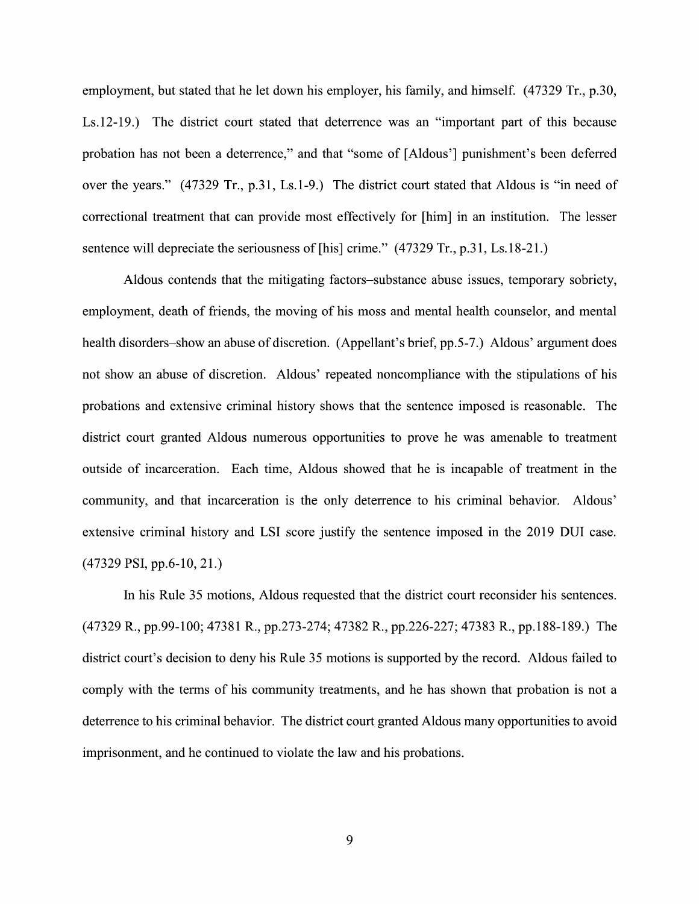employment, but stated that he let down his employer, his family, and himself. (47329 Tr., p.30, Ls.12-19.) The district court stated that deterrence was an "important part of this because probation has not been a deterrence," and that "some of [Aldous'] punishment's been deferred over the years." (47329 Tr., p.31, Ls.1-9.) The district court stated that Aldous is "in need of correctional treatment that can provide most effectively for [him] in an institution. The lesser sentence will depreciate the seriousness of [his] crime." (47329 Tr., p.31, Ls.18-21.)

Aldous contends that the mitigating factors–substance abuse issues, temporary sobriety, employment, death of friends, the moving of his moss and mental health counselor, and mental health disorders–show an abuse of discretion. (Appellant's brief, pp.5-7.) Aldous' argument does not show an abuse of discretion. Aldous' repeated noncompliance with the stipulations of his probations and extensive criminal history shows that the sentence imposed is reasonable. The district court granted Aldous numerous opportunities to prove he was amenable to treatment outside of incarceration. Each time, Aldous showed that he is incapable of treatment in the community, and that incarceration is the only deterrence to his criminal behavior. Aldous' extensive criminal history and LSI score justify the sentence imposed in the 2019 DUI case. (47329 PSI, pp.6-10, 21.)

In his Rule 35 motions, Aldous requested that the district court reconsider his sentences. (47329 R., pp.99-100; 47381 R., pp.273-274; 47382 R., pp.226-227; 47383 R., pp.188-189.) The district court's decision to deny his Rule 35 motions is supported by the record. Aldous failed to comply with the terms of his community treatments, and he has shown that probation is not a deterrence to his criminal behavior. The district court granted Aldous many opportunities to avoid imprisonment, and he continued to violate the law and his probations.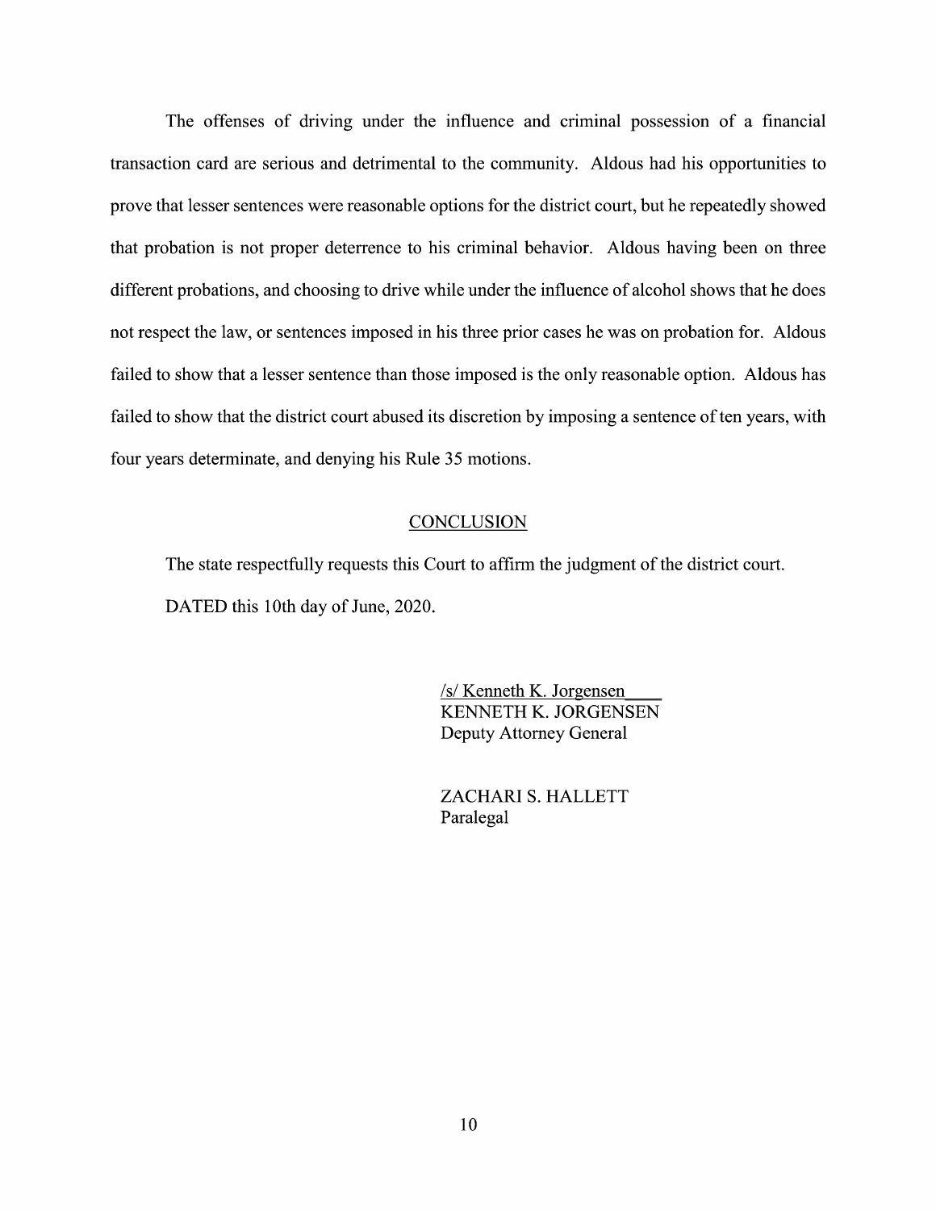The offenses of driving under the influence and criminal possession of a financial transaction card are serious and detrimental to the community. Aldous had his opportunities to prove that lesser sentences were reasonable options for the district court, but he repeatedly showed that probation is not proper deterrence to his criminal behavior. Aldous having been on three different probations, and choosing to drive while under the influence of alcohol shows that he does not respect the law, or sentences imposed in his three prior cases he was on probation for. Aldous failed to show that a lesser sentence than those imposed is the only reasonable option. Aldous has failed to show that the district court abused its discretion by imposing a sentence of ten years, with four years determinate, and denying his Rule 35 motions.

## CONCLUSION

The state respectfully requests this Court to affirm the judgment of the district court.

DATED this 10th day of June, 2020.

/s/ Kenneth K. Jorgensen
KENNETH K. JORGENSEN
Deputy Attorney General

ZACHARI S. HALLETT
Paralegal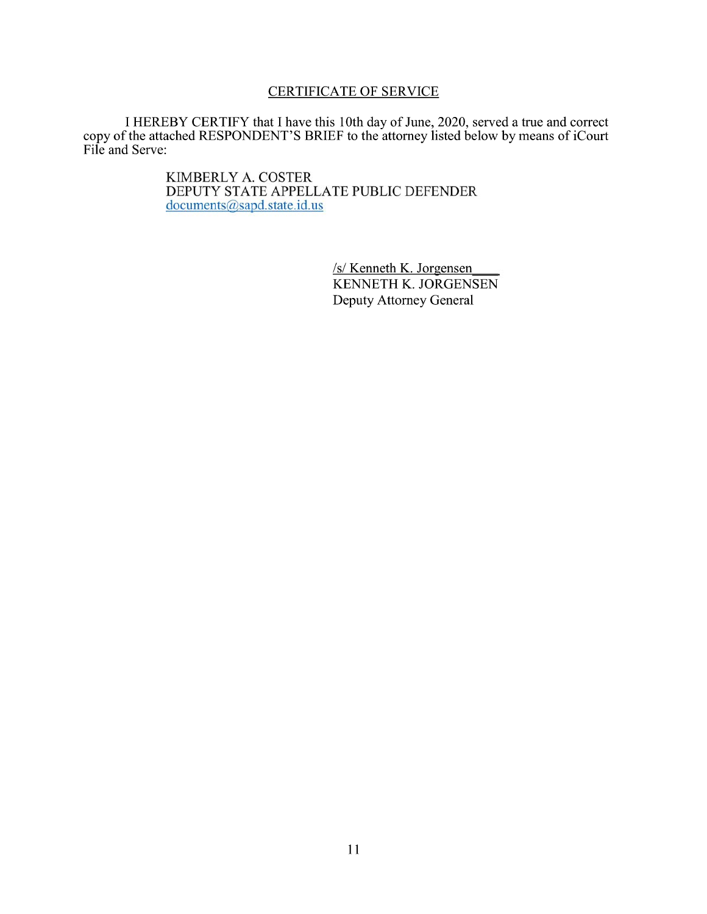## CERTIFICATE OF SERVICE

I HEREBY CERTIFY that I have this 10th day of June, 2020, served a true and correct copy of the attached RESPONDENT'S BRIEF to the attorney listed below by means of iCourt File and Serve:

KIMBERLY A. COSTER
DEPUTY STATE APPELLATE PUBLIC DEFENDER
documents@sapd.state.id.us

/s/ Kenneth K. Jorgensen____
KENNETH K. JORGENSEN
Deputy Attorney General